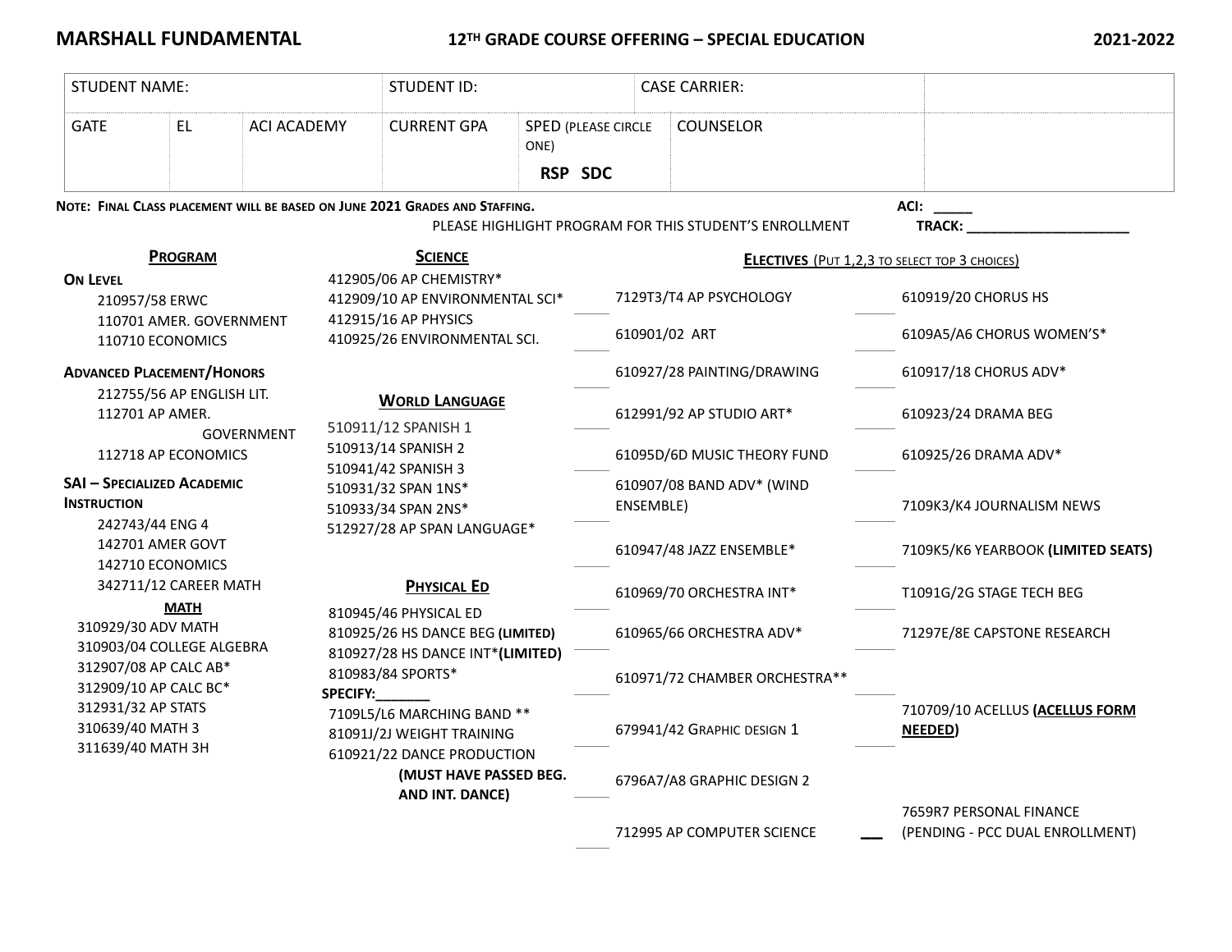**MARSHALL FUNDAMENTAL** — **12TH GRADE COURSE OFFERING – SPECIAL EDUCATION** — **2021-2022**

| STUDENT NAME: | | | STUDENT ID: | | CASE CARRIER: | |
|---|---|---|---|---|---|---|
| GATE | EL | ACI ACADEMY | CURRENT GPA | SPED (PLEASE CIRCLE ONE) **RSP SDC** | COUNSELOR | |

**NOTE: FINAL CLASS PLACEMENT WILL BE BASED ON JUNE 2021 GRADES AND STAFFING.**

PLEASE HIGHLIGHT PROGRAM FOR THIS STUDENT'S ENROLLMENT

**ACI: _____**

**TRACK: ____________________**

## PROGRAM

**ON LEVEL**
- 210957/58 ERWC
- 110701 AMER. GOVERNMENT
- 110710 ECONOMICS

**ADVANCED PLACEMENT/HONORS**
- 212755/56 AP ENGLISH LIT.
- 112701 AP AMER. GOVERNMENT
- 112718 AP ECONOMICS

**SAI – SPECIALIZED ACADEMIC INSTRUCTION**
- 242743/44 ENG 4
- 142701 AMER GOVT
- 142710 ECONOMICS
- 342711/12 CAREER MATH

**MATH**
- 310929/30 ADV MATH
- 310903/04 COLLEGE ALGEBRA
- 312907/08 AP CALC AB*
- 312909/10 AP CALC BC*
- 312931/32 AP STATS
- 310639/40 MATH 3
- 311639/40 MATH 3H

## SCIENCE
- 412905/06 AP CHEMISTRY*
- 412909/10 AP ENVIRONMENTAL SCI*
- 412915/16 AP PHYSICS
- 410925/26 ENVIRONMENTAL SCI.

## WORLD LANGUAGE
- 510911/12 SPANISH 1
- 510913/14 SPANISH 2
- 510941/42 SPANISH 3
- 510931/32 SPAN 1NS*
- 510933/34 SPAN 2NS*
- 512927/28 AP SPAN LANGUAGE*

## PHYSICAL ED
- 810945/46 PHYSICAL ED
- 810925/26 HS DANCE BEG **(LIMITED)**
- 810927/28 HS DANCE INT***(LIMITED)**
- 810983/84 SPORTS*

**SPECIFY:_______**
- 7109L5/L6 MARCHING BAND **
- 81091J/2J WEIGHT TRAINING
- 610921/22 DANCE PRODUCTION **(MUST HAVE PASSED BEG. AND INT. DANCE)**

## ELECTIVES (PUT 1,2,3 TO SELECT TOP 3 CHOICES)

| | | | |
|---|---|---|---|
| ____ | 7129T3/T4 AP PSYCHOLOGY | ____ | 610919/20 CHORUS HS |
| ____ | 610901/02 ART | ____ | 6109A5/A6 CHORUS WOMEN'S* |
| ____ | 610927/28 PAINTING/DRAWING | ____ | 610917/18 CHORUS ADV* |
| ____ | 612991/92 AP STUDIO ART* | ____ | 610923/24 DRAMA BEG |
| ____ | 61095D/6D MUSIC THEORY FUND | ____ | 610925/26 DRAMA ADV* |
| ____ | 610907/08 BAND ADV* (WIND ENSEMBLE) | ____ | 7109K3/K4 JOURNALISM NEWS |
| ____ | 610947/48 JAZZ ENSEMBLE* | ____ | 7109K5/K6 YEARBOOK **(LIMITED SEATS)** |
| ____ | 610969/70 ORCHESTRA INT* | ____ | T1091G/2G STAGE TECH BEG |
| ____ | 610965/66 ORCHESTRA ADV* | ____ | 71297E/8E CAPSTONE RESEARCH |
| ____ | 610971/72 CHAMBER ORCHESTRA** | ____ | |
| ____ | 679941/42 GRAPHIC DESIGN 1 | ____ | 710709/10 ACELLUS **(ACELLUS FORM NEEDED)** |
| ____ | 6796A7/A8 GRAPHIC DESIGN 2 | | |
| ____ | 712995 AP COMPUTER SCIENCE | ____ | 7659R7 PERSONAL FINANCE (PENDING - PCC DUAL ENROLLMENT) |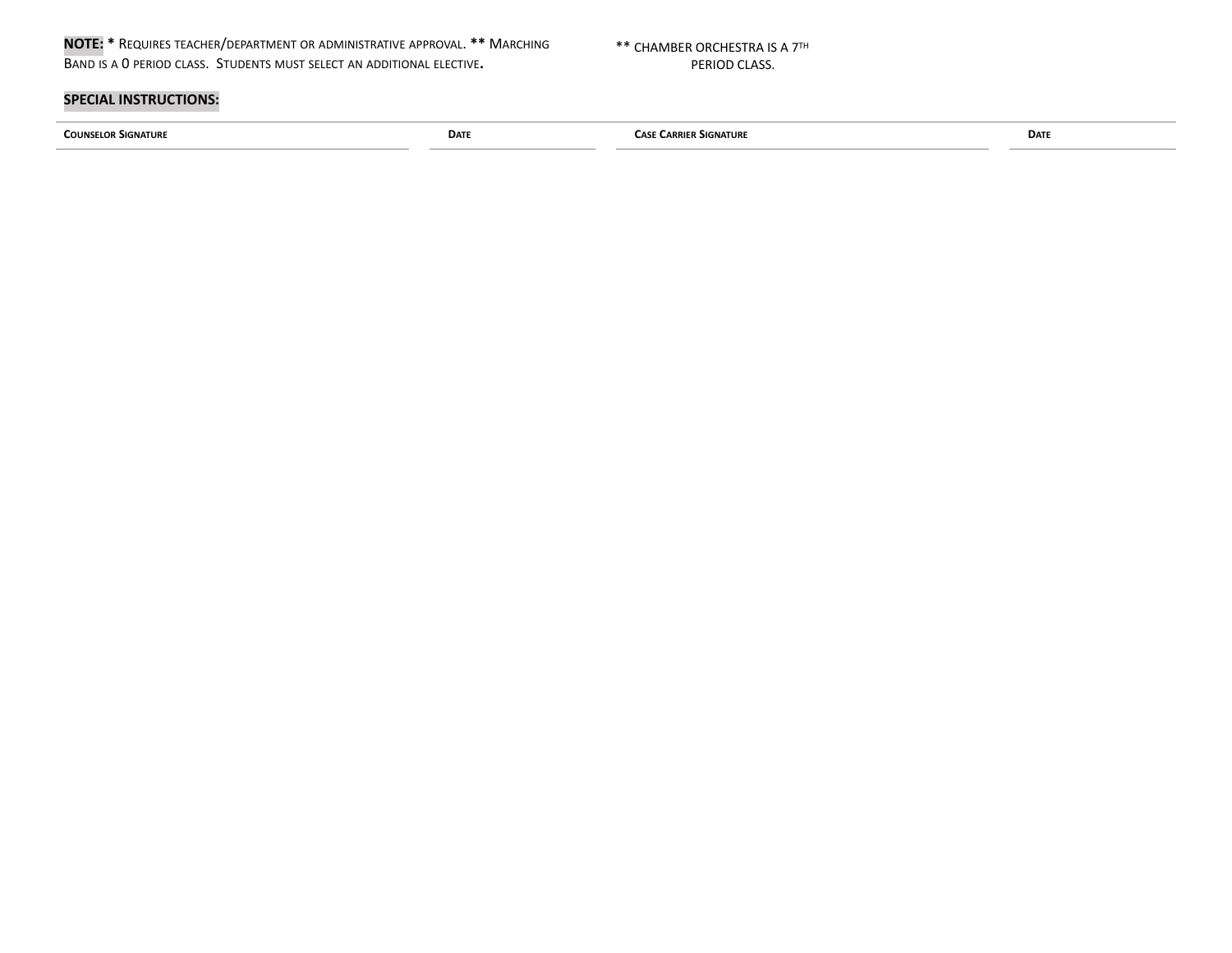**NOTE:** * Requires teacher/department or administrative approval. ** Marching Band is a 0 period class. Students must select an additional elective.

** CHAMBER ORCHESTRA IS A 7TH PERIOD CLASS.

**SPECIAL INSTRUCTIONS:**

| Counselor Signature | Date | Case Carrier Signature | Date |
| --- | --- | --- | --- |
| | | | |